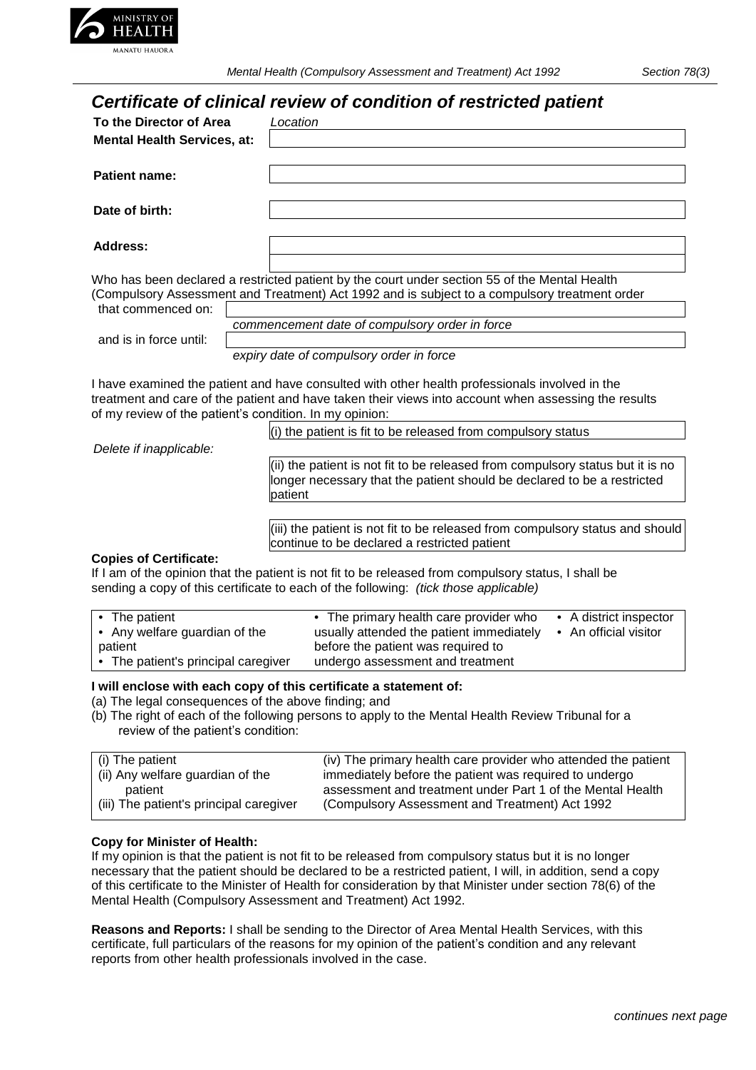Mental Health (Compulsory Assessment and Treatment) Act 1992 — Section 78(3)

# *Certificate of clinical review of condition of restricted patient*

| | |
|---|---|
| **To the Director of Area Mental Health Services, at:** | *Location* |
| **Patient name:** | |
| **Date of birth:** | |
| **Address:** | |

Who has been declared a restricted patient by the court under section 55 of the Mental Health (Compulsory Assessment and Treatment) Act 1992 and is subject to a compulsory treatment order

that commenced on: ____________________
*commencement date of compulsory order in force*

and is in force until: ____________________
*expiry date of compulsory order in force*

I have examined the patient and have consulted with other health professionals involved in the treatment and care of the patient and have taken their views into account when assessing the results of my review of the patient's condition. In my opinion:

*Delete if inapplicable:*

- (i) the patient is fit to be released from compulsory status
- (ii) the patient is not fit to be released from compulsory status but it is no longer necessary that the patient should be declared to be a restricted patient
- (iii) the patient is not fit to be released from compulsory status and should continue to be declared a restricted patient

**Copies of Certificate:**
If I am of the opinion that the patient is not fit to be released from compulsory status, I shall be sending a copy of this certificate to each of the following: *(tick those applicable)*

| | | |
|---|---|---|
| • The patient<br>• Any welfare guardian of the patient<br>• The patient's principal caregiver | • The primary health care provider who usually attended the patient immediately before the patient was required to undergo assessment and treatment | • A district inspector<br>• An official visitor |

**I will enclose with each copy of this certificate a statement of:**

(a) The legal consequences of the above finding; and

(b) The right of each of the following persons to apply to the Mental Health Review Tribunal for a review of the patient's condition:

| | |
|---|---|
| (i) The patient<br>(ii) Any welfare guardian of the patient<br>(iii) The patient's principal caregiver | (iv) The primary health care provider who attended the patient immediately before the patient was required to undergo assessment and treatment under Part 1 of the Mental Health (Compulsory Assessment and Treatment) Act 1992 |

**Copy for Minister of Health:**
If my opinion is that the patient is not fit to be released from compulsory status but it is no longer necessary that the patient should be declared to be a restricted patient, I will, in addition, send a copy of this certificate to the Minister of Health for consideration by that Minister under section 78(6) of the Mental Health (Compulsory Assessment and Treatment) Act 1992.

**Reasons and Reports:** I shall be sending to the Director of Area Mental Health Services, with this certificate, full particulars of the reasons for my opinion of the patient's condition and any relevant reports from other health professionals involved in the case.

*continues next page*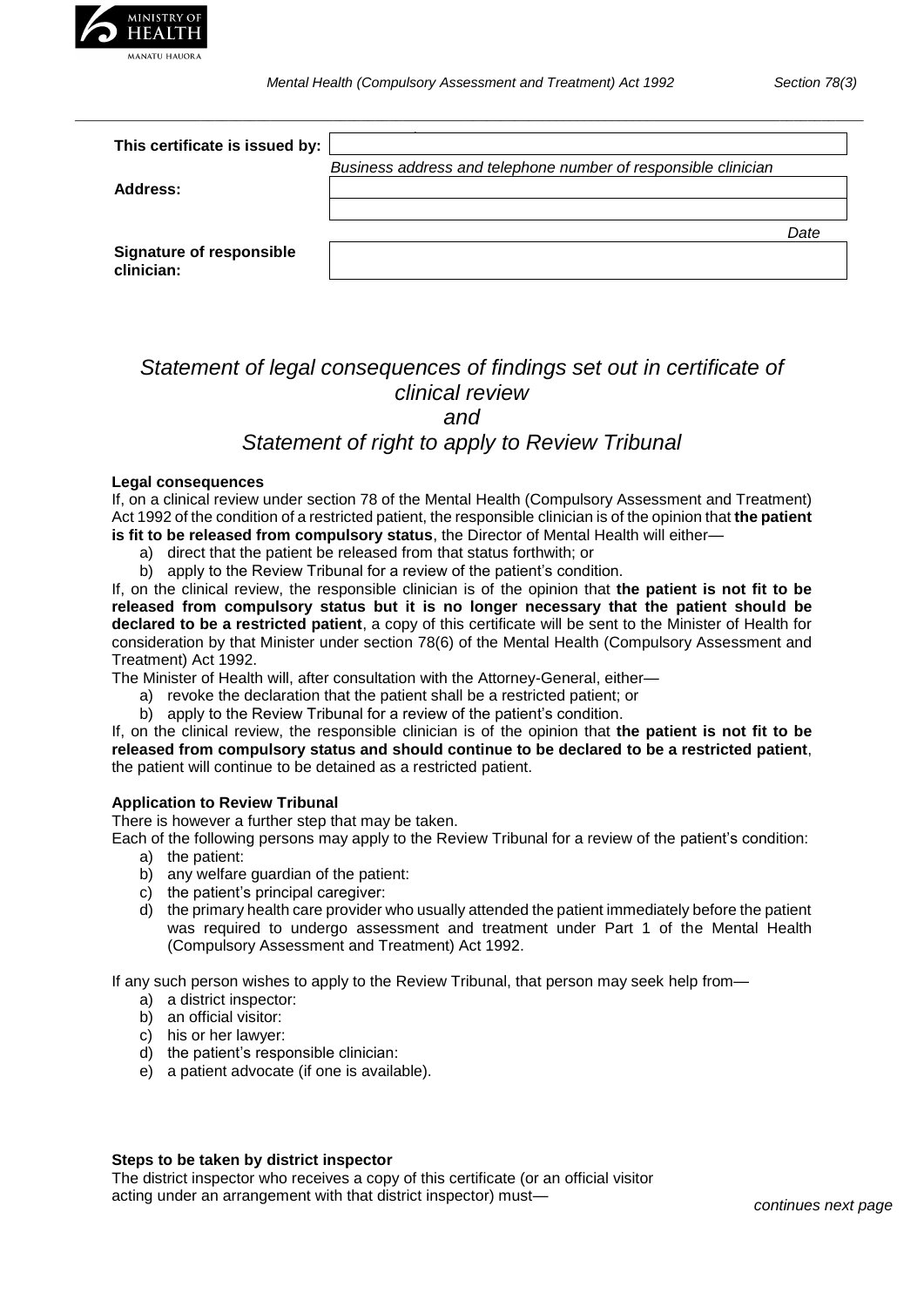| | |
|---|---|
| **This certificate is issued by:** | |
| | *Business address and telephone number of responsible clinician* |
| **Address:** | |
| | |
| | *Date* |
| **Signature of responsible clinician:** | |

## *Statement of legal consequences of findings set out in certificate of clinical review*
## *and*
## *Statement of right to apply to Review Tribunal*

**Legal consequences**

If, on a clinical review under section 78 of the Mental Health (Compulsory Assessment and Treatment) Act 1992 of the condition of a restricted patient, the responsible clinician is of the opinion that **the patient is fit to be released from compulsory status**, the Director of Mental Health will either—

a) direct that the patient be released from that status forthwith; or
b) apply to the Review Tribunal for a review of the patient's condition.

If, on the clinical review, the responsible clinician is of the opinion that **the patient is not fit to be released from compulsory status but it is no longer necessary that the patient should be declared to be a restricted patient**, a copy of this certificate will be sent to the Minister of Health for consideration by that Minister under section 78(6) of the Mental Health (Compulsory Assessment and Treatment) Act 1992.

The Minister of Health will, after consultation with the Attorney-General, either—

a) revoke the declaration that the patient shall be a restricted patient; or
b) apply to the Review Tribunal for a review of the patient's condition.

If, on the clinical review, the responsible clinician is of the opinion that **the patient is not fit to be released from compulsory status and should continue to be declared to be a restricted patient**, the patient will continue to be detained as a restricted patient.

**Application to Review Tribunal**

There is however a further step that may be taken.

Each of the following persons may apply to the Review Tribunal for a review of the patient's condition:

a) the patient:
b) any welfare guardian of the patient:
c) the patient's principal caregiver:
d) the primary health care provider who usually attended the patient immediately before the patient was required to undergo assessment and treatment under Part 1 of the Mental Health (Compulsory Assessment and Treatment) Act 1992.

If any such person wishes to apply to the Review Tribunal, that person may seek help from—

a) a district inspector:
b) an official visitor:
c) his or her lawyer:
d) the patient's responsible clinician:
e) a patient advocate (if one is available).

**Steps to be taken by district inspector**

The district inspector who receives a copy of this certificate (or an official visitor acting under an arrangement with that district inspector) must—

*continues next page*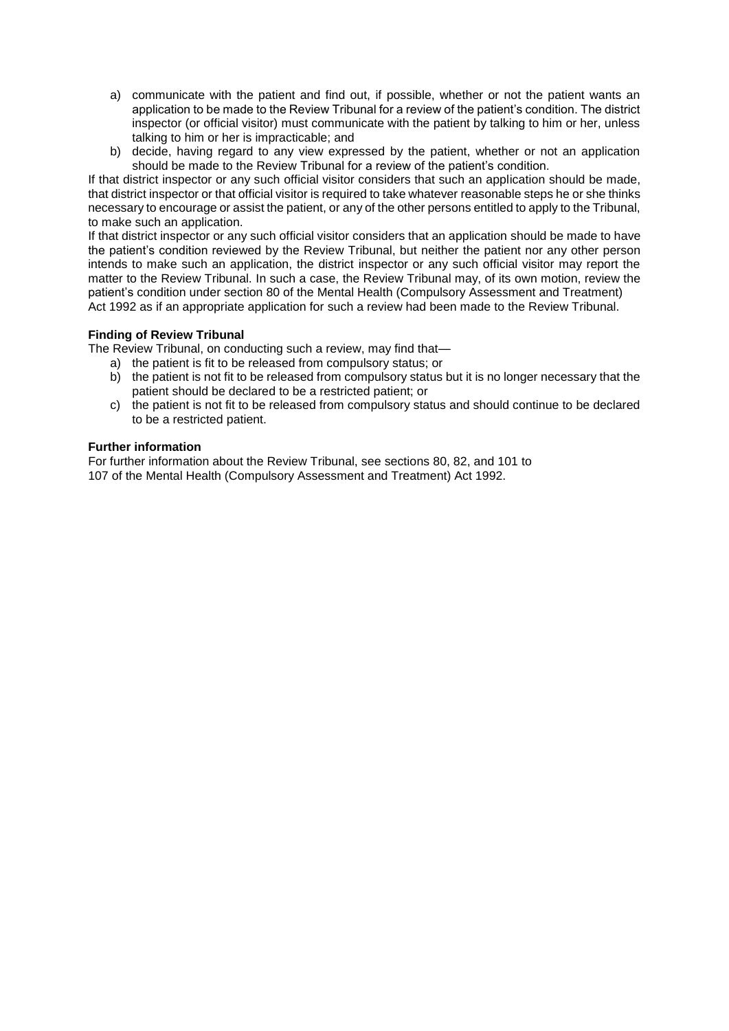a) communicate with the patient and find out, if possible, whether or not the patient wants an application to be made to the Review Tribunal for a review of the patient's condition. The district inspector (or official visitor) must communicate with the patient by talking to him or her, unless talking to him or her is impracticable; and
b) decide, having regard to any view expressed by the patient, whether or not an application should be made to the Review Tribunal for a review of the patient's condition.

If that district inspector or any such official visitor considers that such an application should be made, that district inspector or that official visitor is required to take whatever reasonable steps he or she thinks necessary to encourage or assist the patient, or any of the other persons entitled to apply to the Tribunal, to make such an application.

If that district inspector or any such official visitor considers that an application should be made to have the patient's condition reviewed by the Review Tribunal, but neither the patient nor any other person intends to make such an application, the district inspector or any such official visitor may report the matter to the Review Tribunal. In such a case, the Review Tribunal may, of its own motion, review the patient's condition under section 80 of the Mental Health (Compulsory Assessment and Treatment) Act 1992 as if an appropriate application for such a review had been made to the Review Tribunal.

**Finding of Review Tribunal**

The Review Tribunal, on conducting such a review, may find that—

a) the patient is fit to be released from compulsory status; or
b) the patient is not fit to be released from compulsory status but it is no longer necessary that the patient should be declared to be a restricted patient; or
c) the patient is not fit to be released from compulsory status and should continue to be declared to be a restricted patient.

**Further information**

For further information about the Review Tribunal, see sections 80, 82, and 101 to 107 of the Mental Health (Compulsory Assessment and Treatment) Act 1992.